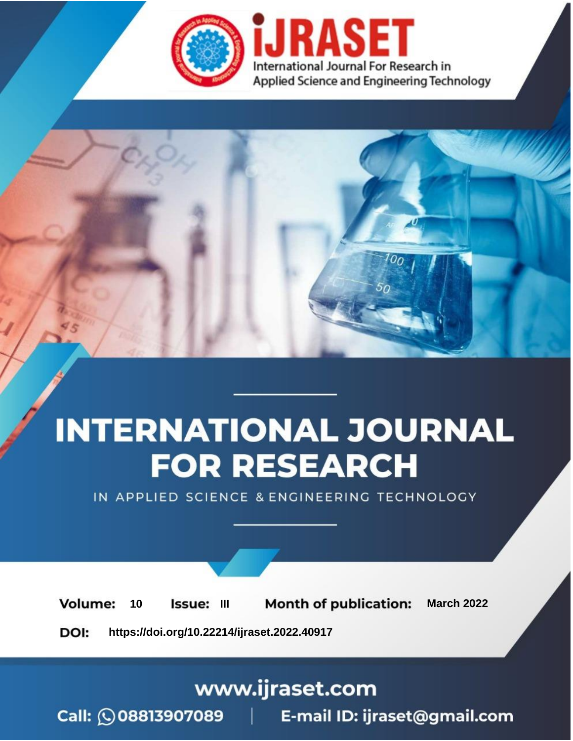iJRASET

International Journal For Research in Applied Science and Engineering Technology

# INTERNATIONAL JOURNAL FOR RESEARCH

IN APPLIED SCIENCE & ENGINEERING TECHNOLOGY

**Volume:** 10 **Issue:** III **Month of publication:** March 2022

**DOI:** https://doi.org/10.22214/ijraset.2022.40917

www.ijraset.com

Call: 08813907089 | E-mail ID: ijraset@gmail.com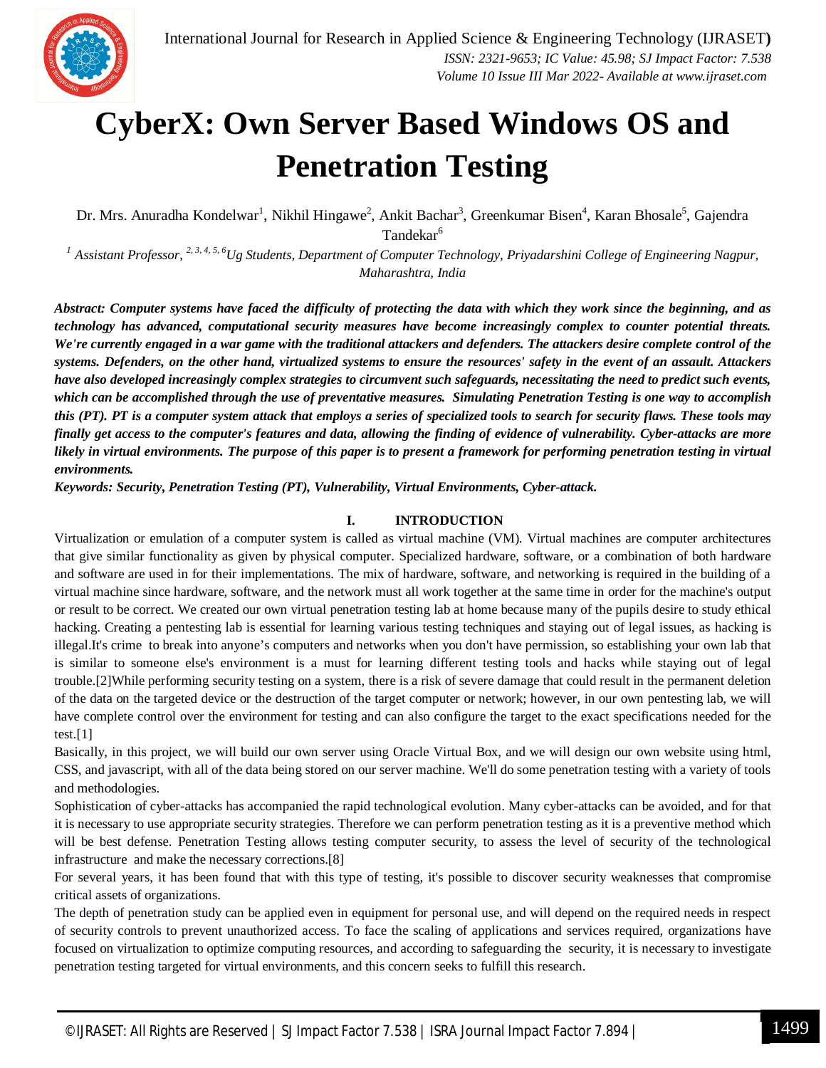# CyberX: Own Server Based Windows OS and Penetration Testing

Dr. Mrs. Anuradha Kondelwar[1], Nikhil Hingawe[2], Ankit Bachar[3], Greenkumar Bisen[4], Karan Bhosale[5], Gajendra Tandekar[6]

*[1] Assistant Professor, [2, 3, 4, 5, 6]Ug Students, Department of Computer Technology, Priyadarshini College of Engineering Nagpur, Maharashtra, India*

***Abstract:** Computer systems have faced the difficulty of protecting the data with which they work since the beginning, and as technology has advanced, computational security measures have become increasingly complex to counter potential threats. We're currently engaged in a war game with the traditional attackers and defenders. The attackers desire complete control of the systems. Defenders, on the other hand, virtualized systems to ensure the resources' safety in the event of an assault. Attackers have also developed increasingly complex strategies to circumvent such safeguards, necessitating the need to predict such events, which can be accomplished through the use of preventative measures. Simulating Penetration Testing is one way to accomplish this (PT). PT is a computer system attack that employs a series of specialized tools to search for security flaws. These tools may finally get access to the computer's features and data, allowing the finding of evidence of vulnerability. Cyber-attacks are more likely in virtual environments. The purpose of this paper is to present a framework for performing penetration testing in virtual environments.*

***Keywords:** Security, Penetration Testing (PT), Vulnerability, Virtual Environments, Cyber-attack.*

## I. INTRODUCTION

Virtualization or emulation of a computer system is called as virtual machine (VM). Virtual machines are computer architectures that give similar functionality as given by physical computer. Specialized hardware, software, or a combination of both hardware and software are used in for their implementations. The mix of hardware, software, and networking is required in the building of a virtual machine since hardware, software, and the network must all work together at the same time in order for the machine's output or result to be correct. We created our own virtual penetration testing lab at home because many of the pupils desire to study ethical hacking. Creating a pentesting lab is essential for learning various testing techniques and staying out of legal issues, as hacking is illegal.It's crime to break into anyone's computers and networks when you don't have permission, so establishing your own lab that is similar to someone else's environment is a must for learning different testing tools and hacks while staying out of legal trouble.[2]While performing security testing on a system, there is a risk of severe damage that could result in the permanent deletion of the data on the targeted device or the destruction of the target computer or network; however, in our own pentesting lab, we will have complete control over the environment for testing and can also configure the target to the exact specifications needed for the test.[1]

Basically, in this project, we will build our own server using Oracle Virtual Box, and we will design our own website using html, CSS, and javascript, with all of the data being stored on our server machine. We'll do some penetration testing with a variety of tools and methodologies.

Sophistication of cyber-attacks has accompanied the rapid technological evolution. Many cyber-attacks can be avoided, and for that it is necessary to use appropriate security strategies. Therefore we can perform penetration testing as it is a preventive method which will be best defense. Penetration Testing allows testing computer security, to assess the level of security of the technological infrastructure and make the necessary corrections.[8]

For several years, it has been found that with this type of testing, it's possible to discover security weaknesses that compromise critical assets of organizations.

The depth of penetration study can be applied even in equipment for personal use, and will depend on the required needs in respect of security controls to prevent unauthorized access. To face the scaling of applications and services required, organizations have focused on virtualization to optimize computing resources, and according to safeguarding the security, it is necessary to investigate penetration testing targeted for virtual environments, and this concern seeks to fulfill this research.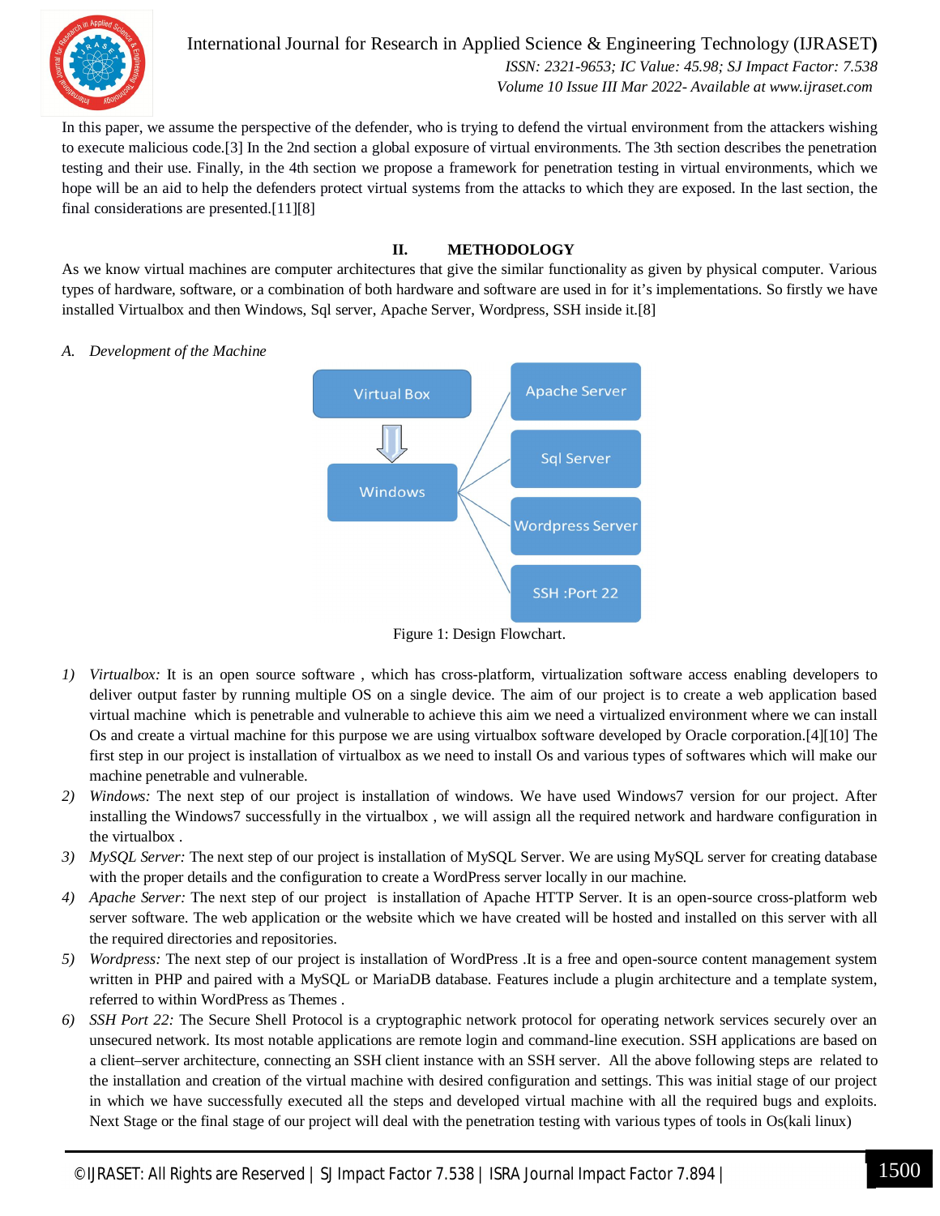In this paper, we assume the perspective of the defender, who is trying to defend the virtual environment from the attackers wishing to execute malicious code.[3] In the 2nd section a global exposure of virtual environments. The 3th section describes the penetration testing and their use. Finally, in the 4th section we propose a framework for penetration testing in virtual environments, which we hope will be an aid to help the defenders protect virtual systems from the attacks to which they are exposed. In the last section, the final considerations are presented.[11][8]

## II. METHODOLOGY

As we know virtual machines are computer architectures that give the similar functionality as given by physical computer. Various types of hardware, software, or a combination of both hardware and software are used in for it's implementations. So firstly we have installed Virtualbox and then Windows, Sql server, Apache Server, Wordpress, SSH inside it.[8]

### *A. Development of the Machine*

Figure 1: Design Flowchart.

1) *Virtualbox:* It is an open source software , which has cross-platform, virtualization software access enabling developers to deliver output faster by running multiple OS on a single device. The aim of our project is to create a web application based virtual machine which is penetrable and vulnerable to achieve this aim we need a virtualized environment where we can install Os and create a virtual machine for this purpose we are using virtualbox software developed by Oracle corporation.[4][10] The first step in our project is installation of virtualbox as we need to install Os and various types of softwares which will make our machine penetrable and vulnerable.
2) *Windows:* The next step of our project is installation of windows. We have used Windows7 version for our project. After installing the Windows7 successfully in the virtualbox , we will assign all the required network and hardware configuration in the virtualbox .
3) *MySQL Server:* The next step of our project is installation of MySQL Server. We are using MySQL server for creating database with the proper details and the configuration to create a WordPress server locally in our machine.
4) *Apache Server:* The next step of our project is installation of Apache HTTP Server. It is an open-source cross-platform web server software. The web application or the website which we have created will be hosted and installed on this server with all the required directories and repositories.
5) *Wordpress:* The next step of our project is installation of WordPress .It is a free and open-source content management system written in PHP and paired with a MySQL or MariaDB database. Features include a plugin architecture and a template system, referred to within WordPress as Themes .
6) *SSH Port 22:* The Secure Shell Protocol is a cryptographic network protocol for operating network services securely over an unsecured network. Its most notable applications are remote login and command-line execution. SSH applications are based on a client–server architecture, connecting an SSH client instance with an SSH server. All the above following steps are related to the installation and creation of the virtual machine with desired configuration and settings. This was initial stage of our project in which we have successfully executed all the steps and developed virtual machine with all the required bugs and exploits. Next Stage or the final stage of our project will deal with the penetration testing with various types of tools in Os(kali linux)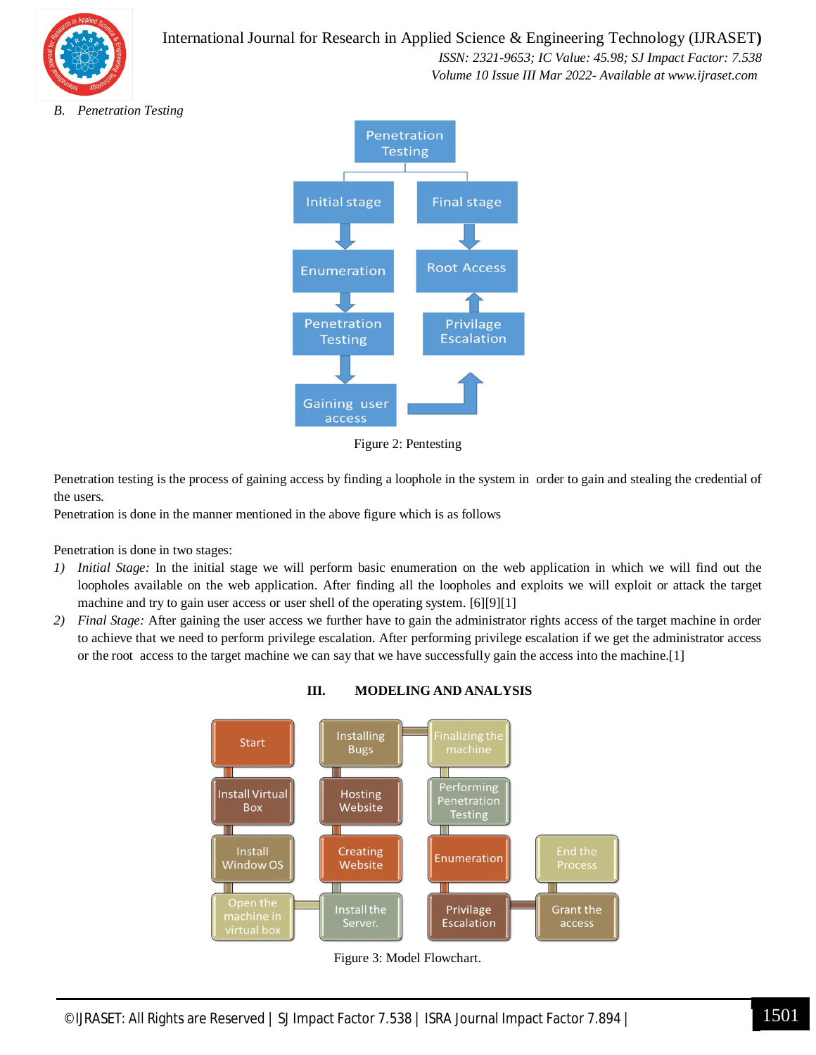### B. *Penetration Testing*

Figure 2: Pentesting

Penetration testing is the process of gaining access by finding a loophole in the system in order to gain and stealing the credential of the users.

Penetration is done in the manner mentioned in the above figure which is as follows

Penetration is done in two stages:

1) *Initial Stage:* In the initial stage we will perform basic enumeration on the web application in which we will find out the loopholes available on the web application. After finding all the loopholes and exploits we will exploit or attack the target machine and try to gain user access or user shell of the operating system. [6][9][1]
2) *Final Stage:* After gaining the user access we further have to gain the administrator rights access of the target machine in order to achieve that we need to perform privilege escalation. After performing privilege escalation if we get the administrator access or the root access to the target machine we can say that we have successfully gain the access into the machine.[1]

## III. MODELING AND ANALYSIS

Figure 3: Model Flowchart.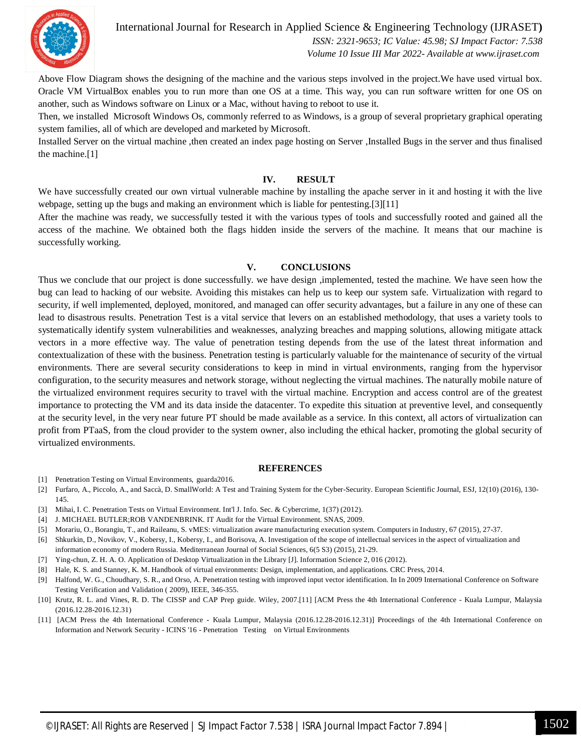Above Flow Diagram shows the designing of the machine and the various steps involved in the project.We have used virtual box. Oracle VM VirtualBox enables you to run more than one OS at a time. This way, you can run software written for one OS on another, such as Windows software on Linux or a Mac, without having to reboot to use it.

Then, we installed Microsoft Windows Os, commonly referred to as Windows, is a group of several proprietary graphical operating system families, all of which are developed and marketed by Microsoft.

Installed Server on the virtual machine ,then created an index page hosting on Server ,Installed Bugs in the server and thus finalised the machine.[1]

## IV. RESULT

We have successfully created our own virtual vulnerable machine by installing the apache server in it and hosting it with the live webpage, setting up the bugs and making an environment which is liable for pentesting.[3][11]

After the machine was ready, we successfully tested it with the various types of tools and successfully rooted and gained all the access of the machine. We obtained both the flags hidden inside the servers of the machine. It means that our machine is successfully working.

## V. CONCLUSIONS

Thus we conclude that our project is done successfully. we have design ,implemented, tested the machine. We have seen how the bug can lead to hacking of our website. Avoiding this mistakes can help us to keep our system safe. Virtualization with regard to security, if well implemented, deployed, monitored, and managed can offer security advantages, but a failure in any one of these can lead to disastrous results. Penetration Test is a vital service that levers on an established methodology, that uses a variety tools to systematically identify system vulnerabilities and weaknesses, analyzing breaches and mapping solutions, allowing mitigate attack vectors in a more effective way. The value of penetration testing depends from the use of the latest threat information and contextualization of these with the business. Penetration testing is particularly valuable for the maintenance of security of the virtual environments. There are several security considerations to keep in mind in virtual environments, ranging from the hypervisor configuration, to the security measures and network storage, without neglecting the virtual machines. The naturally mobile nature of the virtualized environment requires security to travel with the virtual machine. Encryption and access control are of the greatest importance to protecting the VM and its data inside the datacenter. To expedite this situation at preventive level, and consequently at the security level, in the very near future PT should be made available as a service. In this context, all actors of virtualization can profit from PTaaS, from the cloud provider to the system owner, also including the ethical hacker, promoting the global security of virtualized environments.

## REFERENCES

[1] Penetration Testing on Virtual Environments, guarda2016.

[2] Furfaro, A., Piccolo, A., and Saccà, D. SmallWorld: A Test and Training System for the Cyber-Security. European Scientific Journal, ESJ, 12(10) (2016), 130-145.

[3] Mihai, I. C. Penetration Tests on Virtual Environment. Int'l J. Info. Sec. & Cybercrime, 1(37) (2012).

[4] J. MICHAEL BUTLER;ROB VANDENBRINK. IT Audit for the Virtual Environment. SNAS, 2009.

[5] Morariu, O., Borangiu, T., and Raileanu, S. vMES: virtualization aware manufacturing execution system. Computers in Industry, 67 (2015), 27-37.

[6] Shkurkin, D., Novikov, V., Kobersy, I., Kobersy, I., and Borisova, A. Investigation of the scope of intellectual services in the aspect of virtualization and information economy of modern Russia. Mediterranean Journal of Social Sciences, 6(5 S3) (2015), 21-29.

[7] Ying-chun, Z. H. A. O. Application of Desktop Virtualization in the Library [J]. Information Science 2, 016 (2012).

[8] Hale, K. S. and Stanney, K. M. Handbook of virtual environments: Design, implementation, and applications. CRC Press, 2014.

[9] Halfond, W. G., Choudhary, S. R., and Orso, A. Penetration testing with improved input vector identification. In In 2009 International Conference on Software Testing Verification and Validation ( 2009), IEEE, 346-355.

[10] Krutz, R. L. and Vines, R. D. The CISSP and CAP Prep guide. Wiley, 2007.[11] [ACM Press the 4th International Conference - Kuala Lumpur, Malaysia (2016.12.28-2016.12.31)

[11] [ACM Press the 4th International Conference - Kuala Lumpur, Malaysia (2016.12.28-2016.12.31)] Proceedings of the 4th International Conference on Information and Network Security - ICINS '16 - Penetration Testing on Virtual Environments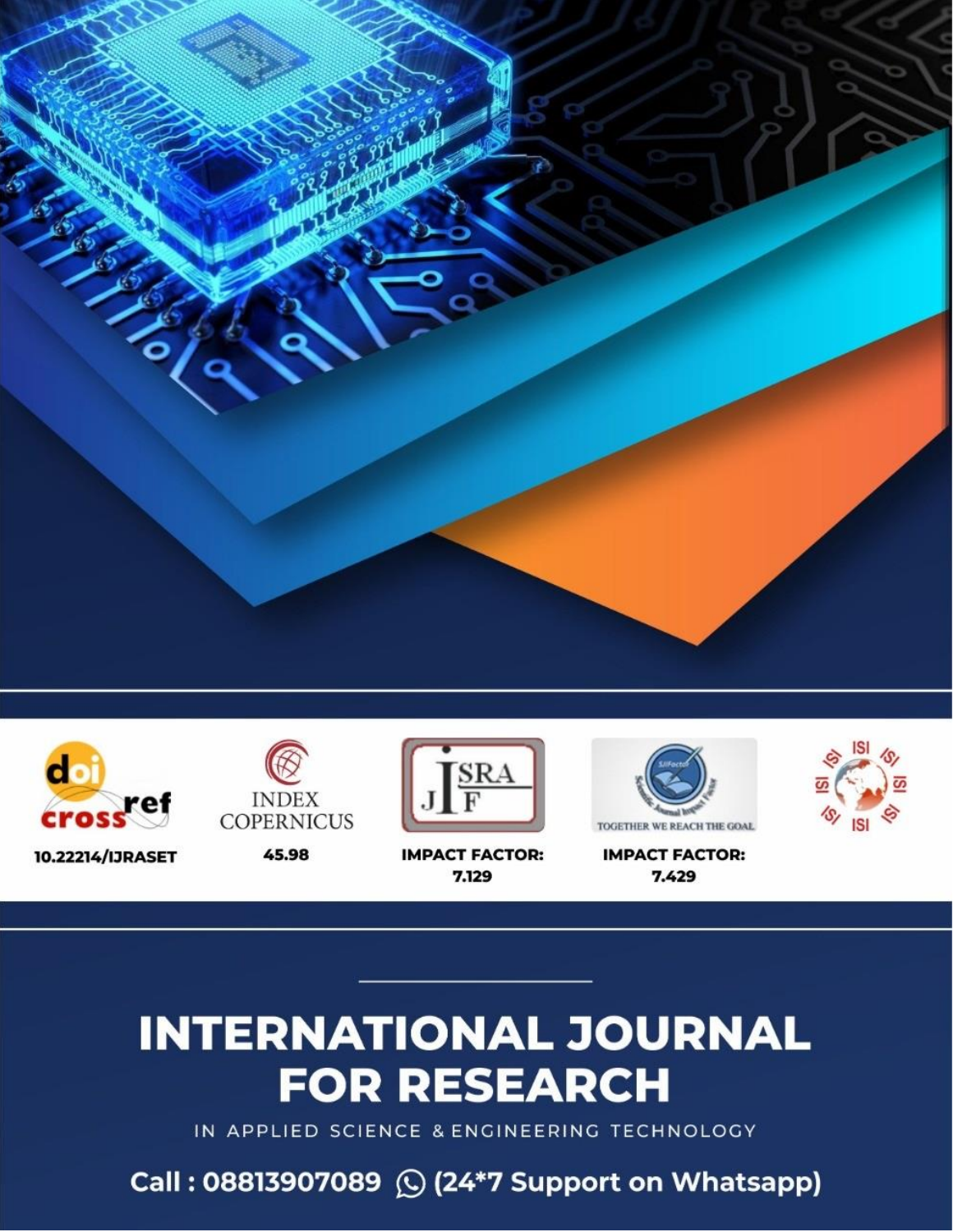10.22214/IJRASET

INDEX COPERNICUS

45.98

IMPACT FACTOR: 7.129

IMPACT FACTOR: 7.429

TOGETHER WE REACH THE GOAL

# INTERNATIONAL JOURNAL FOR RESEARCH

IN APPLIED SCIENCE & ENGINEERING TECHNOLOGY

Call : 08813907089 (24*7 Support on Whatsapp)